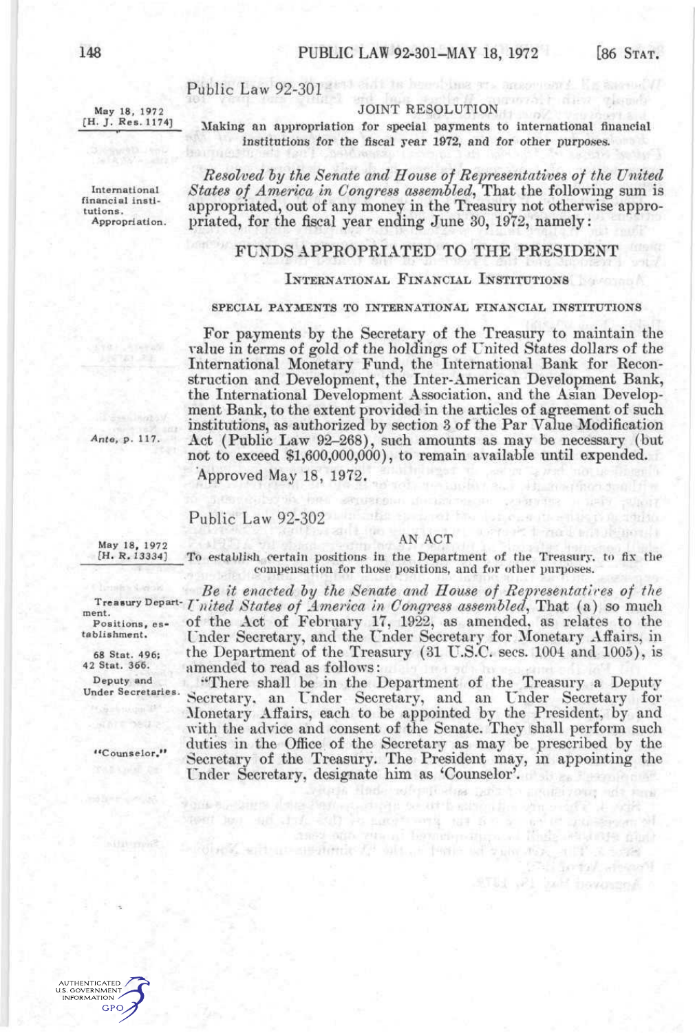Public Law 92-301

May 18, 1972
[H. J. Res. 1174]

JOINT RESOLUTION

Making an appropriation for special payments to international financial institutions for the fiscal year 1972, and for other purposes.

*Resolved by the Senate and House of Representatives of the United States of America in Congress assembled*, That the following sum is appropriated, out of any money in the Treasury not otherwise appropriated, for the fiscal year ending June 30, 1972, namely:

International financial institutions. Appropriation.

# FUNDS APPROPRIATED TO THE PRESIDENT

## INTERNATIONAL FINANCIAL INSTITUTIONS

### SPECIAL PAYMENTS TO INTERNATIONAL FINANCIAL INSTITUTIONS

For payments by the Secretary of the Treasury to maintain the value in terms of gold of the holdings of United States dollars of the International Monetary Fund, the International Bank for Reconstruction and Development, the Inter-American Development Bank, the International Development Association, and the Asian Development Bank, to the extent provided in the articles of agreement of such institutions, as authorized by section 3 of the Par Value Modification Act (Public Law 92-268), such amounts as may be necessary (but not to exceed $1,600,000,000), to remain available until expended.

*Ante*, p. 117.

Approved May 18, 1972.

Public Law 92-302

May 18, 1972
[H. R. 13334]

AN ACT

To establish certain positions in the Department of the Treasury, to fix the compensation for those positions, and for other purposes.

*Be it enacted by the Senate and House of Representatives of the United States of America in Congress assembled*, That (a) so much of the Act of February 17, 1922, as amended, as relates to the Under Secretary, and the Under Secretary for Monetary Affairs, in the Department of the Treasury (31 U.S.C. secs. 1004 and 1005), is amended to read as follows:

Treasury Department. Positions, establishment.

68 Stat. 496; 42 Stat. 366.

Deputy and Under Secretaries.

"There shall be in the Department of the Treasury a Deputy Secretary, an Under Secretary, and an Under Secretary for Monetary Affairs, each to be appointed by the President, by and with the advice and consent of the Senate. They shall perform such duties in the Office of the Secretary as may be prescribed by the Secretary of the Treasury. The President may, in appointing the Under Secretary, designate him as 'Counselor'.

"Counselor."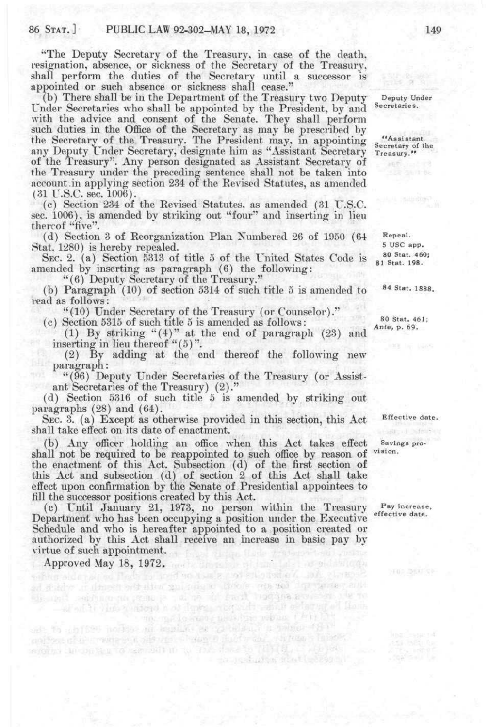"The Deputy Secretary of the Treasury, in case of the death, resignation, absence, or sickness of the Secretary of the Treasury, shall perform the duties of the Secretary until a successor is appointed or such absence or sickness shall cease."

(b) There shall be in the Department of the Treasury two Deputy Under Secretaries who shall be appointed by the President, by and with the advice and consent of the Senate. They shall perform such duties in the Office of the Secretary as may be prescribed by the Secretary of the Treasury. The President may, in appointing any Deputy Under Secretary, designate him as "Assistant Secretary of the Treasury". Any person designated as Assistant Secretary of the Treasury under the preceding sentence shall not be taken into account in applying section 234 of the Revised Statutes, as amended (31 U.S.C. sec. 1006).

Deputy Under Secretaries.

"Assistant Secretary of the Treasury."

(c) Section 234 of the Revised Statutes, as amended (31 U.S.C. sec. 1006), is amended by striking out "four" and inserting in lieu thereof "five".

(d) Section 3 of Reorganization Plan Numbered 26 of 1950 (64 Stat. 1280) is hereby repealed.

Repeal. 5 USC app.

SEC. 2. (a) Section 5313 of title 5 of the United States Code is amended by inserting as paragraph (6) the following:

80 Stat. 460; 81 Stat. 198.

"(6) Deputy Secretary of the Treasury."

(b) Paragraph (10) of section 5314 of such title 5 is amended to read as follows:

84 Stat. 1888.

"(10) Under Secretary of the Treasury (or Counselor)."

(c) Section 5315 of such title 5 is amended as follows:

80 Stat. 461; Ante, p. 69.

(1) By striking "(4)" at the end of paragraph (23) and inserting in lieu thereof "(5)".

(2) By adding at the end thereof the following new paragraph:

"(96) Deputy Under Secretaries of the Treasury (or Assistant Secretaries of the Treasury) (2)."

(d) Section 5316 of such title 5 is amended by striking out paragraphs (28) and (64).

SEC. 3. (a) Except as otherwise provided in this section, this Act shall take effect on its date of enactment.

Effective date.

(b) Any officer holding an office when this Act takes effect shall not be required to be reappointed to such office by reason of the enactment of this Act. Subsection (d) of the first section of this Act and subsection (d) of section 2 of this Act shall take effect upon confirmation by the Senate of Presidential appointees to fill the successor positions created by this Act.

Savings provision.

(c) Until January 21, 1973, no person within the Treasury Department who has been occupying a position under the Executive Schedule and who is hereafter appointed to a position created or authorized by this Act shall receive an increase in basic pay by virtue of such appointment.

Pay increase, effective date.

Approved May 18, 1972.